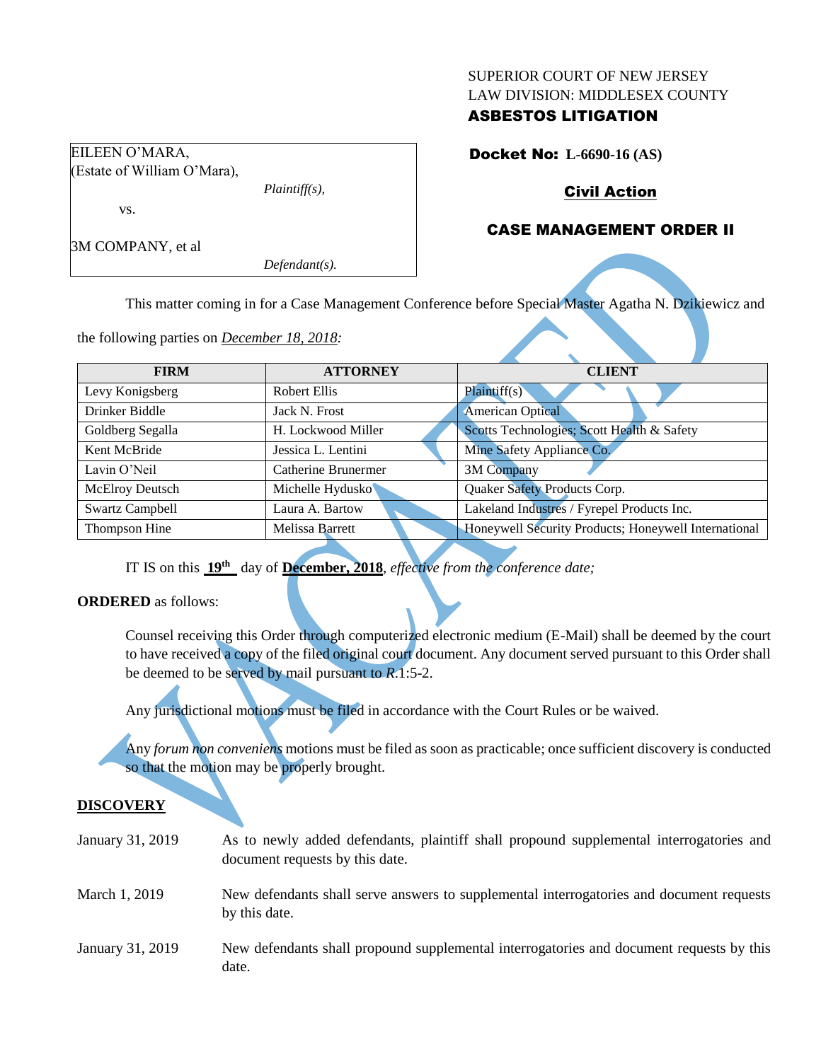SUPERIOR COURT OF NEW JERSEY
LAW DIVISION: MIDDLESEX COUNTY
**ASBESTOS LITIGATION**

| | |
|---|---|
| EILEEN O'MARA, (Estate of William O'Mara), *Plaintiff(s),* vs. 3M COMPANY, et al *Defendant(s).* | **Docket No: L-6690-16 (AS)** |

**Civil Action**

**CASE MANAGEMENT ORDER II**

This matter coming in for a Case Management Conference before Special Master Agatha N. Dzikiewicz and the following parties on *December 18, 2018:*

| FIRM | ATTORNEY | CLIENT |
|---|---|---|
| Levy Konigsberg | Robert Ellis | Plaintiff(s) |
| Drinker Biddle | Jack N. Frost | American Optical |
| Goldberg Segalla | H. Lockwood Miller | Scotts Technologies; Scott Health & Safety |
| Kent McBride | Jessica L. Lentini | Mine Safety Appliance Co. |
| Lavin O'Neil | Catherine Brunermer | 3M Company |
| McElroy Deutsch | Michelle Hydusko | Quaker Safety Products Corp. |
| Swartz Campbell | Laura A. Bartow | Lakeland Industres / Fyrepel Products Inc. |
| Thompson Hine | Melissa Barrett | Honeywell Security Products; Honeywell International |

IT IS on this **19th** day of **December, 2018**, *effective from the conference date;*

**ORDERED** as follows:

Counsel receiving this Order through computerized electronic medium (E-Mail) shall be deemed by the court to have received a copy of the filed original court document. Any document served pursuant to this Order shall be deemed to be served by mail pursuant to *R*.1:5-2.

Any jurisdictional motions must be filed in accordance with the Court Rules or be waived.

Any *forum non conveniens* motions must be filed as soon as practicable; once sufficient discovery is conducted so that the motion may be properly brought.

**DISCOVERY**

| | |
|---|---|
| January 31, 2019 | As to newly added defendants, plaintiff shall propound supplemental interrogatories and document requests by this date. |
| March 1, 2019 | New defendants shall serve answers to supplemental interrogatories and document requests by this date. |
| January 31, 2019 | New defendants shall propound supplemental interrogatories and document requests by this date. |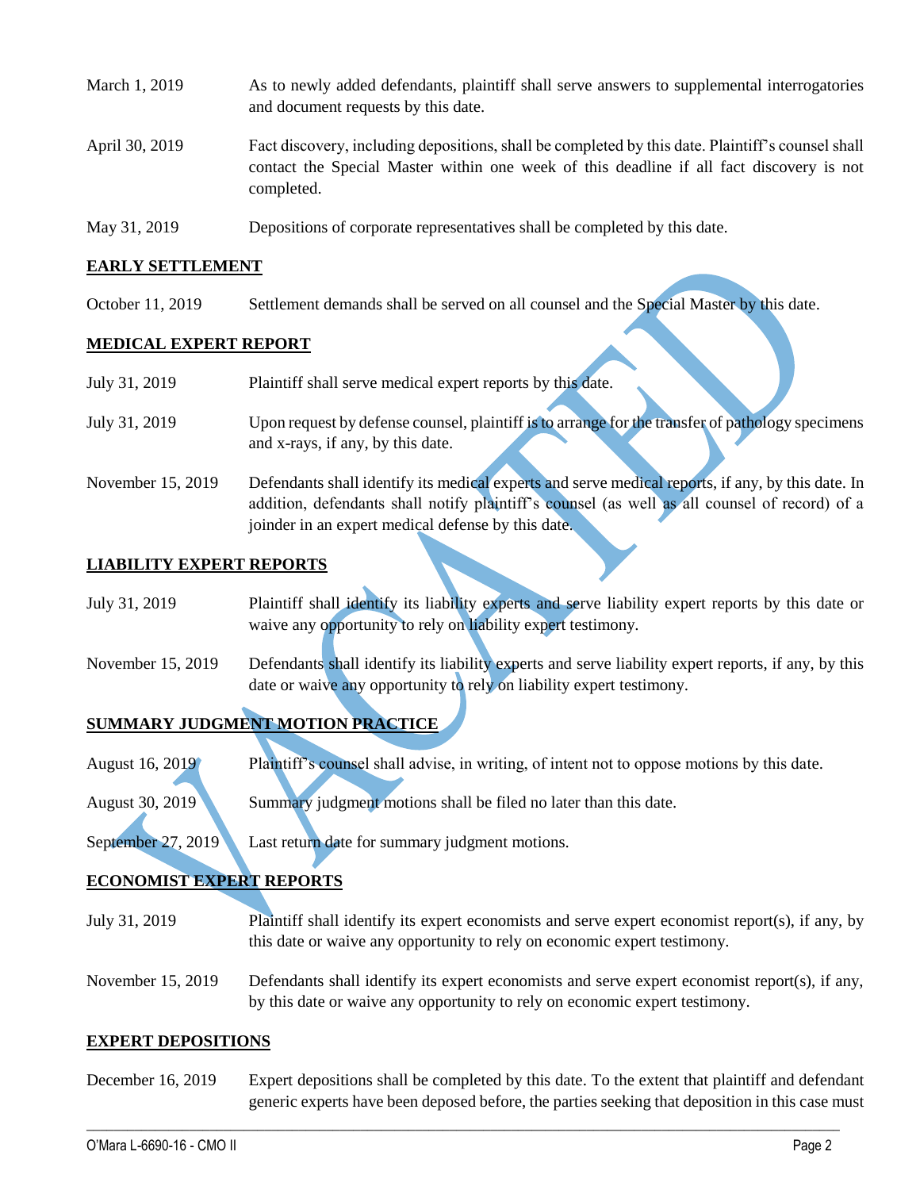| | |
|---|---|
| March 1, 2019 | As to newly added defendants, plaintiff shall serve answers to supplemental interrogatories and document requests by this date. |
| April 30, 2019 | Fact discovery, including depositions, shall be completed by this date. Plaintiff's counsel shall contact the Special Master within one week of this deadline if all fact discovery is not completed. |
| May 31, 2019 | Depositions of corporate representatives shall be completed by this date. |

**EARLY SETTLEMENT**

| | |
|---|---|
| October 11, 2019 | Settlement demands shall be served on all counsel and the Special Master by this date. |

**MEDICAL EXPERT REPORT**

| | |
|---|---|
| July 31, 2019 | Plaintiff shall serve medical expert reports by this date. |
| July 31, 2019 | Upon request by defense counsel, plaintiff is to arrange for the transfer of pathology specimens and x-rays, if any, by this date. |
| November 15, 2019 | Defendants shall identify its medical experts and serve medical reports, if any, by this date. In addition, defendants shall notify plaintiff's counsel (as well as all counsel of record) of a joinder in an expert medical defense by this date. |

**LIABILITY EXPERT REPORTS**

| | |
|---|---|
| July 31, 2019 | Plaintiff shall identify its liability experts and serve liability expert reports by this date or waive any opportunity to rely on liability expert testimony. |
| November 15, 2019 | Defendants shall identify its liability experts and serve liability expert reports, if any, by this date or waive any opportunity to rely on liability expert testimony. |

**SUMMARY JUDGMENT MOTION PRACTICE**

| | |
|---|---|
| August 16, 2019 | Plaintiff's counsel shall advise, in writing, of intent not to oppose motions by this date. |
| August 30, 2019 | Summary judgment motions shall be filed no later than this date. |
| September 27, 2019 | Last return date for summary judgment motions. |

**ECONOMIST EXPERT REPORTS**

| | |
|---|---|
| July 31, 2019 | Plaintiff shall identify its expert economists and serve expert economist report(s), if any, by this date or waive any opportunity to rely on economic expert testimony. |
| November 15, 2019 | Defendants shall identify its expert economists and serve expert economist report(s), if any, by this date or waive any opportunity to rely on economic expert testimony. |

**EXPERT DEPOSITIONS**

| | |
|---|---|
| December 16, 2019 | Expert depositions shall be completed by this date. To the extent that plaintiff and defendant generic experts have been deposed before, the parties seeking that deposition in this case must |

VACATED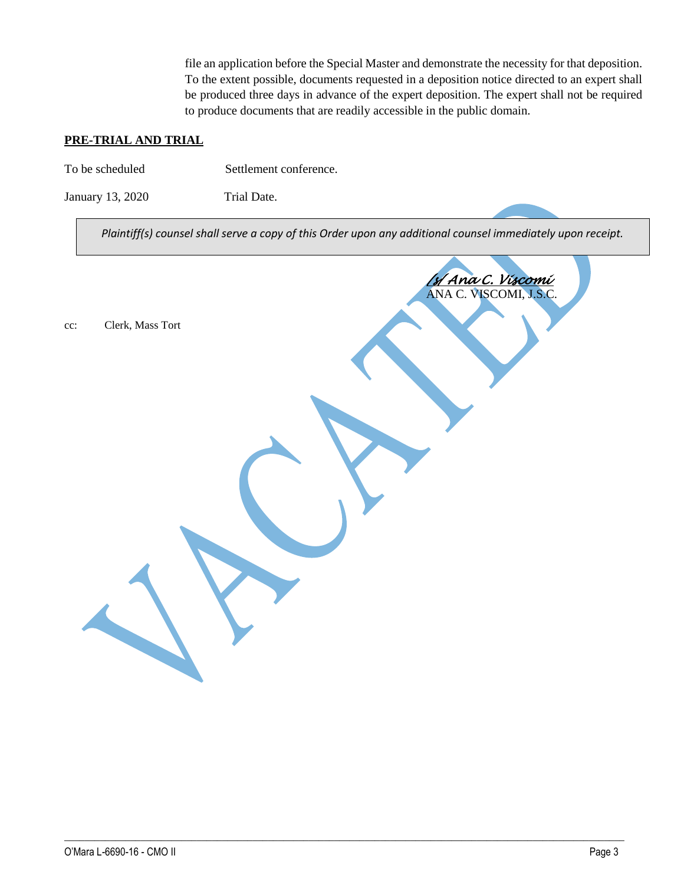file an application before the Special Master and demonstrate the necessity for that deposition. To the extent possible, documents requested in a deposition notice directed to an expert shall be produced three days in advance of the expert deposition. The expert shall not be required to produce documents that are readily accessible in the public domain.

**PRE-TRIAL AND TRIAL**

| | |
|---|---|
| To be scheduled | Settlement conference. |
| January 13, 2020 | Trial Date. |

*Plaintiff(s) counsel shall serve a copy of this Order upon any additional counsel immediately upon receipt.*

/s/ Ana C. Viscomi
ANA C. VISCOMI, J.S.C.

cc: Clerk, Mass Tort

VACATED